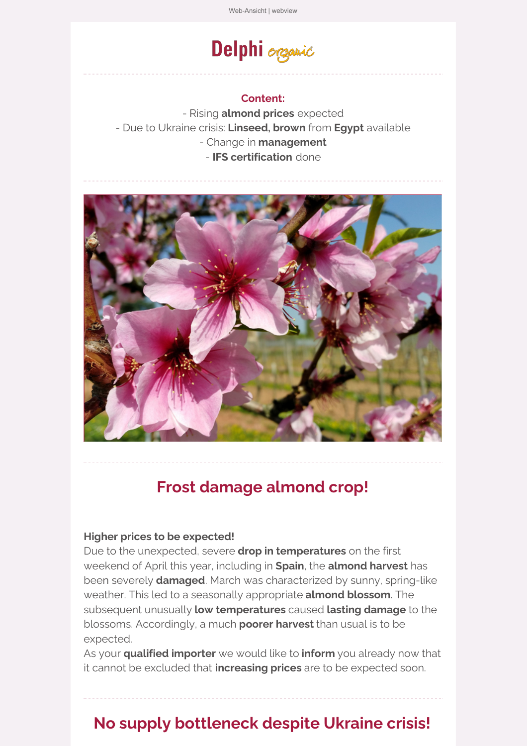Web-Ansicht | webview

Delphi organic

**Content:**

- Rising **almond prices** expected
- Due to Ukraine crisis: **Linseed, brown** from **Egypt** available
- Change in **management**
- **IFS certification** done

## Frost damage almond crop!

**Higher prices to be expected!**
Due to the unexpected, severe **drop in temperatures** on the first weekend of April this year, including in **Spain**, the **almond harvest** has been severely **damaged**. March was characterized by sunny, spring-like weather. This led to a seasonally appropriate **almond blossom**. The subsequent unusually **low temperatures** caused **lasting damage** to the blossoms. Accordingly, a much **poorer harvest** than usual is to be expected.
As your **qualified importer** we would like to **inform** you already now that it cannot be excluded that **increasing prices** are to be expected soon.

## No supply bottleneck despite Ukraine crisis!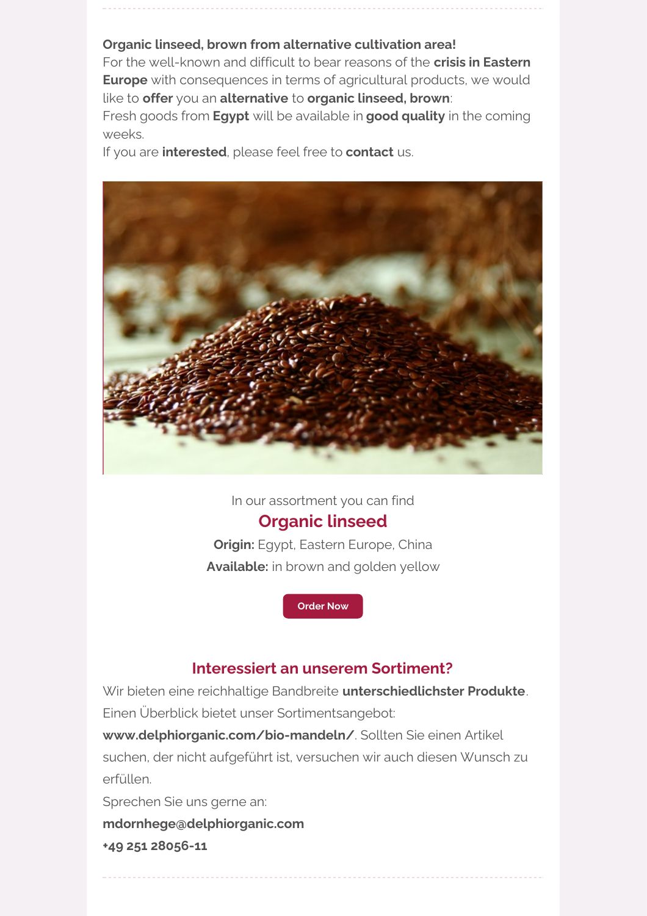**Organic linseed, brown from alternative cultivation area!**
For the well-known and difficult to bear reasons of the **crisis in Eastern Europe** with consequences in terms of agricultural products, we would like to **offer** you an **alternative** to **organic linseed, brown**:
Fresh goods from **Egypt** will be available in **good quality** in the coming weeks.
If you are **interested**, please feel free to **contact** us.

In our assortment you can find

## Organic linseed

**Origin:** Egypt, Eastern Europe, China

**Available:** in brown and golden yellow

Order Now

## Interessiert an unserem Sortiment?

Wir bieten eine reichhaltige Bandbreite **unterschiedlichster Produkte**.
Einen Überblick bietet unser Sortimentsangebot:
**www.delphiorganic.com/bio-mandeln/**. Sollten Sie einen Artikel suchen, der nicht aufgeführt ist, versuchen wir auch diesen Wunsch zu erfüllen.
Sprechen Sie uns gerne an:
**mdornhege@delphiorganic.com**
**+49 251 28056-11**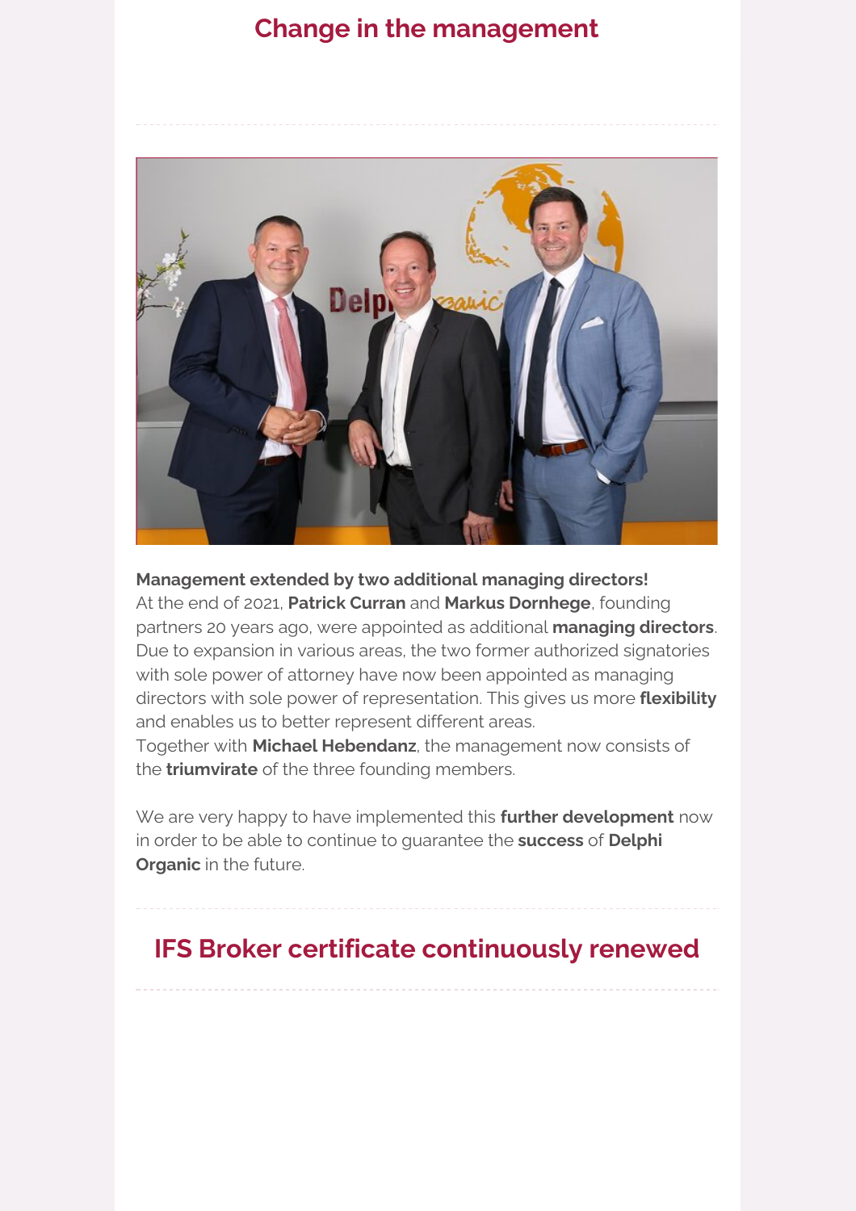## Change in the management

**Management extended by two additional managing directors!**
At the end of 2021, **Patrick Curran** and **Markus Dornhege**, founding partners 20 years ago, were appointed as additional **managing directors**. Due to expansion in various areas, the two former authorized signatories with sole power of attorney have now been appointed as managing directors with sole power of representation. This gives us more **flexibility** and enables us to better represent different areas.
Together with **Michael Hebendanz**, the management now consists of the **triumvirate** of the three founding members.

We are very happy to have implemented this **further development** now in order to be able to continue to guarantee the **success** of **Delphi Organic** in the future.

## IFS Broker certificate continuously renewed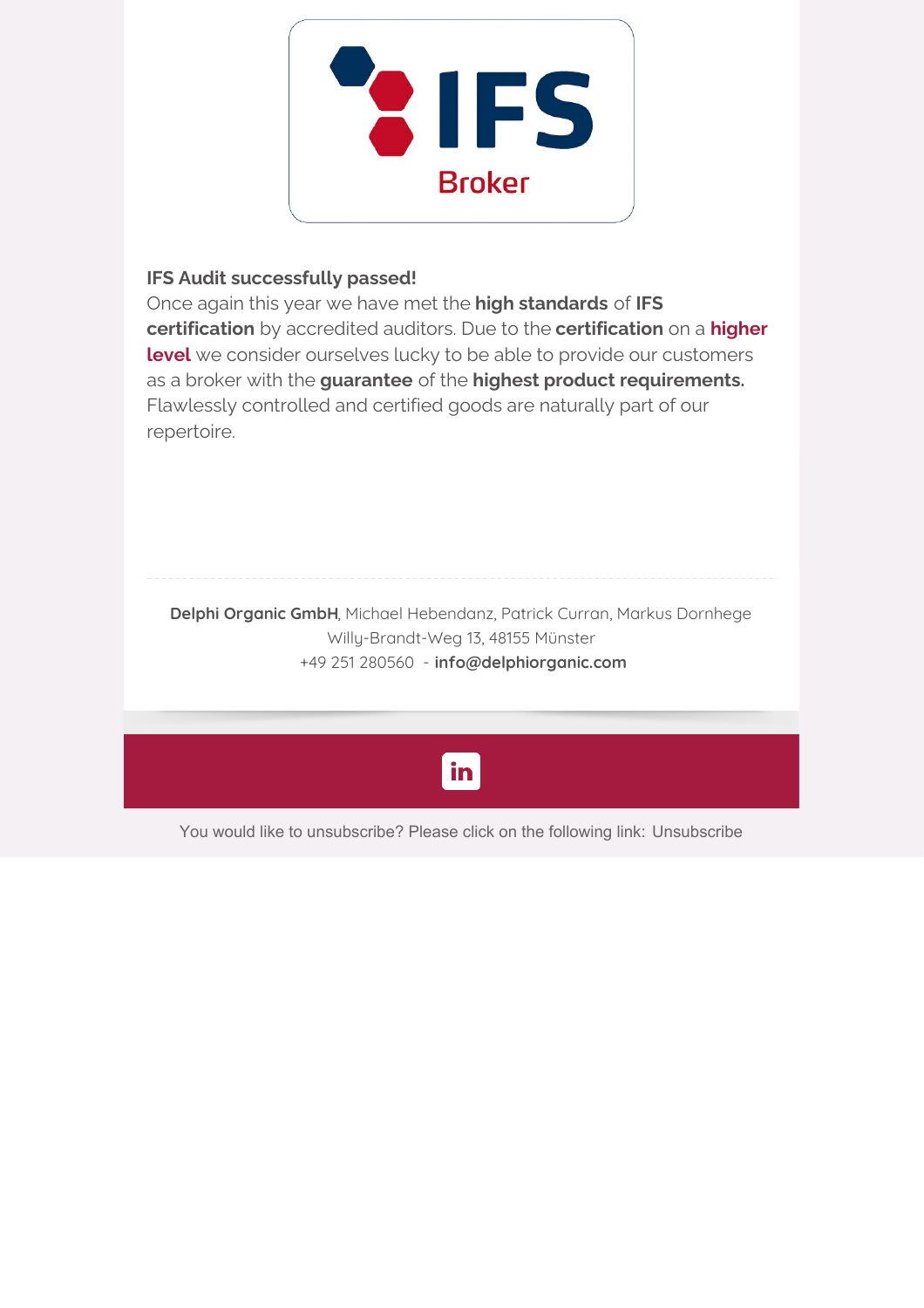**IFS Audit successfully passed!**

Once again this year we have met the **high standards** of **IFS certification** by accredited auditors. Due to the **certification** on a **higher level** we consider ourselves lucky to be able to provide our customers as a broker with the **guarantee** of the **highest product requirements.** Flawlessly controlled and certified goods are naturally part of our repertoire.

---

**Delphi Organic GmbH**, Michael Hebendanz, Patrick Curran, Markus Dornhege
Willy-Brandt-Weg 13, 48155 Münster
+49 251 280560 - **info@delphiorganic.com**

You would like to unsubscribe? Please click on the following link: Unsubscribe